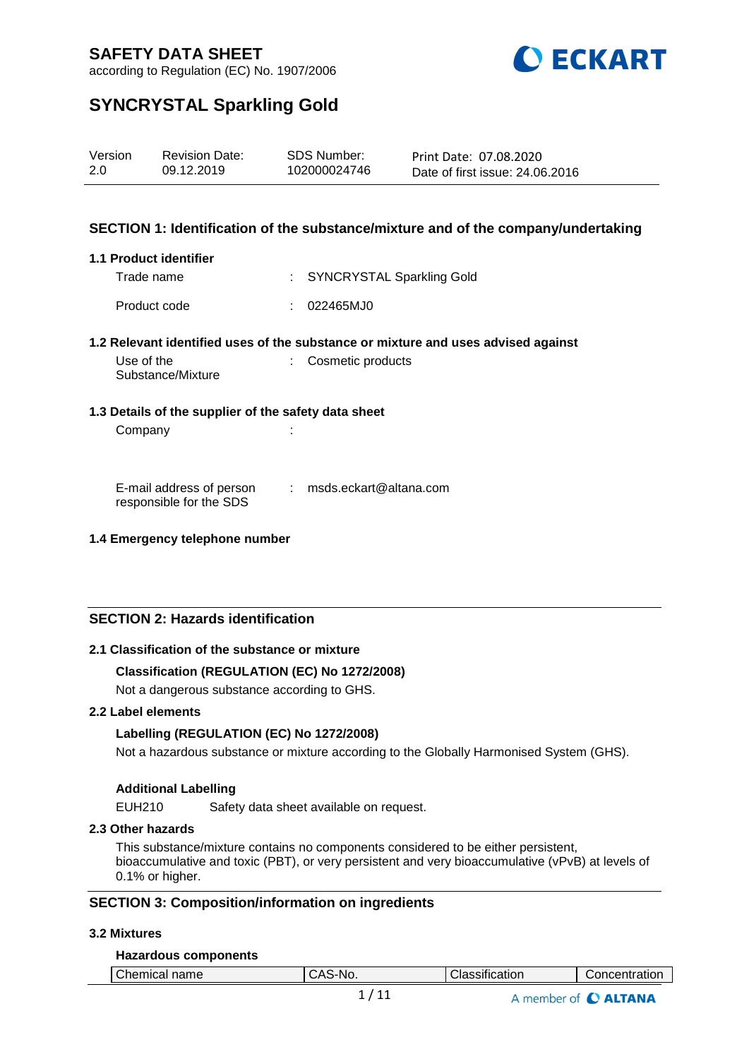# SAFETY DATA SHEET

according to Regulation (EC) No. 1907/2006

# SYNCRYSTAL Sparkling Gold

| Version | Revision Date: | SDS Number: | Print Date: 07.08.2020 |
|---|---|---|---|
| 2.0 | 09.12.2019 | 102000024746 | Date of first issue: 24.06.2016 |

## SECTION 1: Identification of the substance/mixture and of the company/undertaking

### 1.1 Product identifier

Trade name : SYNCRYSTAL Sparkling Gold

Product code : 022465MJ0

### 1.2 Relevant identified uses of the substance or mixture and uses advised against

Use of the Substance/Mixture : Cosmetic products

### 1.3 Details of the supplier of the safety data sheet

Company :

E-mail address of person responsible for the SDS : msds.eckart@altana.com

### 1.4 Emergency telephone number

## SECTION 2: Hazards identification

### 2.1 Classification of the substance or mixture

**Classification (REGULATION (EC) No 1272/2008)**

Not a dangerous substance according to GHS.

### 2.2 Label elements

**Labelling (REGULATION (EC) No 1272/2008)**

Not a hazardous substance or mixture according to the Globally Harmonised System (GHS).

**Additional Labelling**

EUH210 Safety data sheet available on request.

### 2.3 Other hazards

This substance/mixture contains no components considered to be either persistent, bioaccumulative and toxic (PBT), or very persistent and very bioaccumulative (vPvB) at levels of 0.1% or higher.

## SECTION 3: Composition/information on ingredients

### 3.2 Mixtures

**Hazardous components**

| Chemical name | CAS-No. | Classification | Concentration |
|---|---|---|---|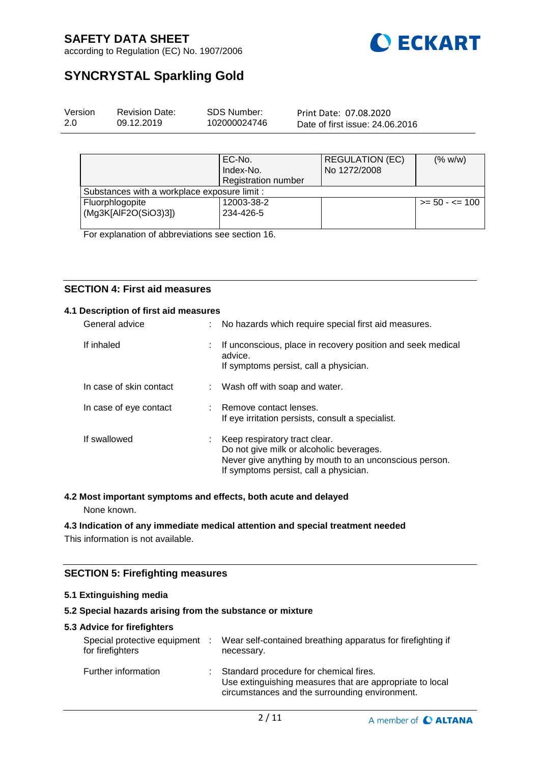| | EC-No.<br>Index-No.<br>Registration number | REGULATION (EC) No 1272/2008 | (% w/w) |
|---|---|---|---|
| Substances with a workplace exposure limit : | | | |
| Fluorphlogopite (Mg3K[AlF2O(SiO3)3]) | 12003-38-2<br>234-426-5 | | >= 50 - <= 100 |

For explanation of abbreviations see section 16.

## SECTION 4: First aid measures

### 4.1 Description of first aid measures

General advice : No hazards which require special first aid measures.

If inhaled : If unconscious, place in recovery position and seek medical advice.
If symptoms persist, call a physician.

In case of skin contact : Wash off with soap and water.

In case of eye contact : Remove contact lenses.
If eye irritation persists, consult a specialist.

If swallowed : Keep respiratory tract clear.
Do not give milk or alcoholic beverages.
Never give anything by mouth to an unconscious person.
If symptoms persist, call a physician.

### 4.2 Most important symptoms and effects, both acute and delayed

None known.

### 4.3 Indication of any immediate medical attention and special treatment needed

This information is not available.

## SECTION 5: Firefighting measures

### 5.1 Extinguishing media

### 5.2 Special hazards arising from the substance or mixture

### 5.3 Advice for firefighters

Special protective equipment for firefighters : Wear self-contained breathing apparatus for firefighting if necessary.

Further information : Standard procedure for chemical fires.
Use extinguishing measures that are appropriate to local circumstances and the surrounding environment.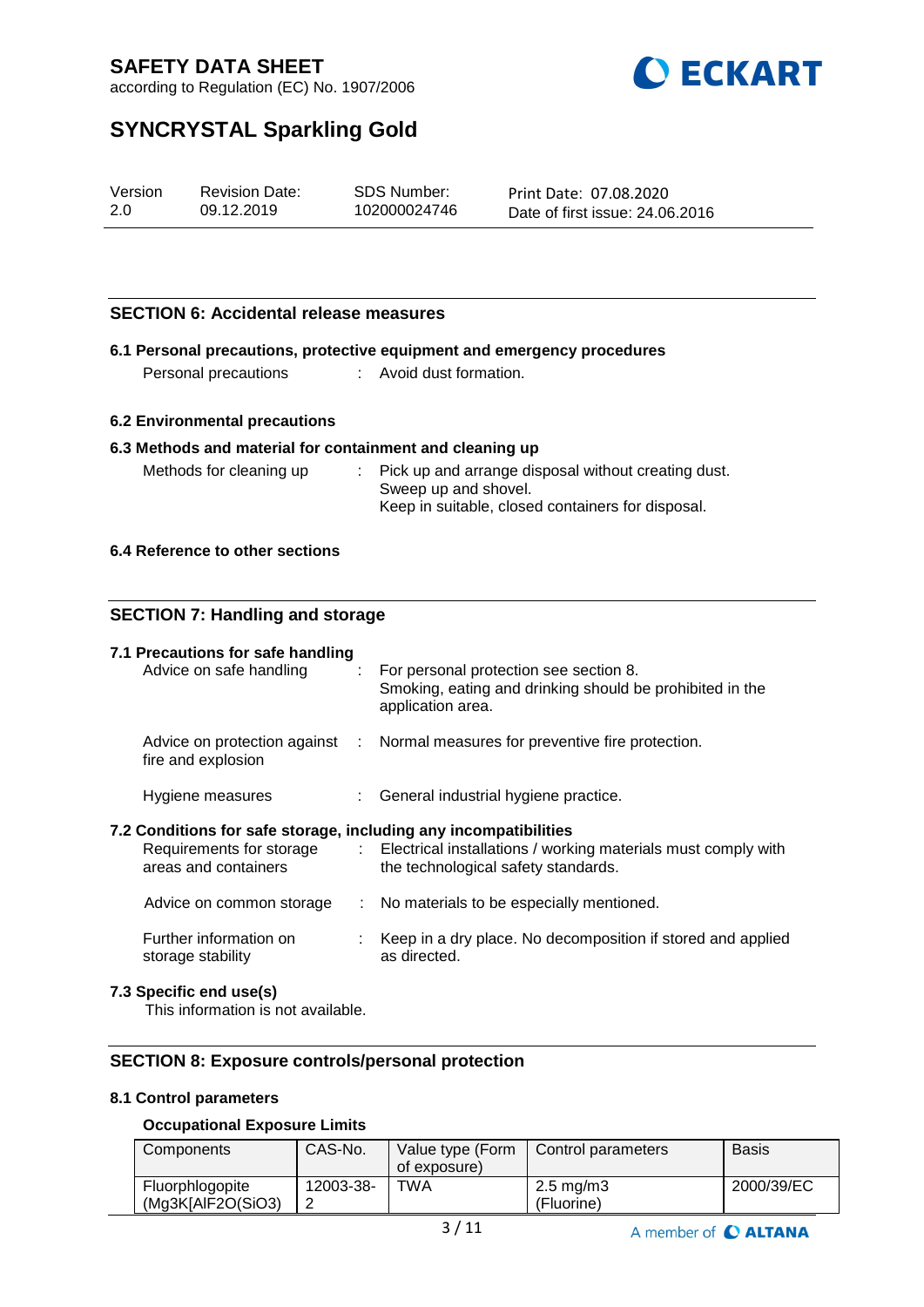## SECTION 6: Accidental release measures

### 6.1 Personal precautions, protective equipment and emergency procedures

Personal precautions : Avoid dust formation.

### 6.2 Environmental precautions

### 6.3 Methods and material for containment and cleaning up

Methods for cleaning up : Pick up and arrange disposal without creating dust.
Sweep up and shovel.
Keep in suitable, closed containers for disposal.

### 6.4 Reference to other sections

## SECTION 7: Handling and storage

### 7.1 Precautions for safe handling

Advice on safe handling : For personal protection see section 8.
Smoking, eating and drinking should be prohibited in the application area.

Advice on protection against fire and explosion : Normal measures for preventive fire protection.

Hygiene measures : General industrial hygiene practice.

### 7.2 Conditions for safe storage, including any incompatibilities

Requirements for storage areas and containers : Electrical installations / working materials must comply with the technological safety standards.

Advice on common storage : No materials to be especially mentioned.

Further information on storage stability : Keep in a dry place. No decomposition if stored and applied as directed.

### 7.3 Specific end use(s)

This information is not available.

## SECTION 8: Exposure controls/personal protection

### 8.1 Control parameters

**Occupational Exposure Limits**

| Components | CAS-No. | Value type (Form of exposure) | Control parameters | Basis |
|---|---|---|---|---|
| Fluorphlogopite (Mg3K[AlF2O(SiO3) | 12003-38-2 | TWA | 2.5 mg/m3 (Fluorine) | 2000/39/EC |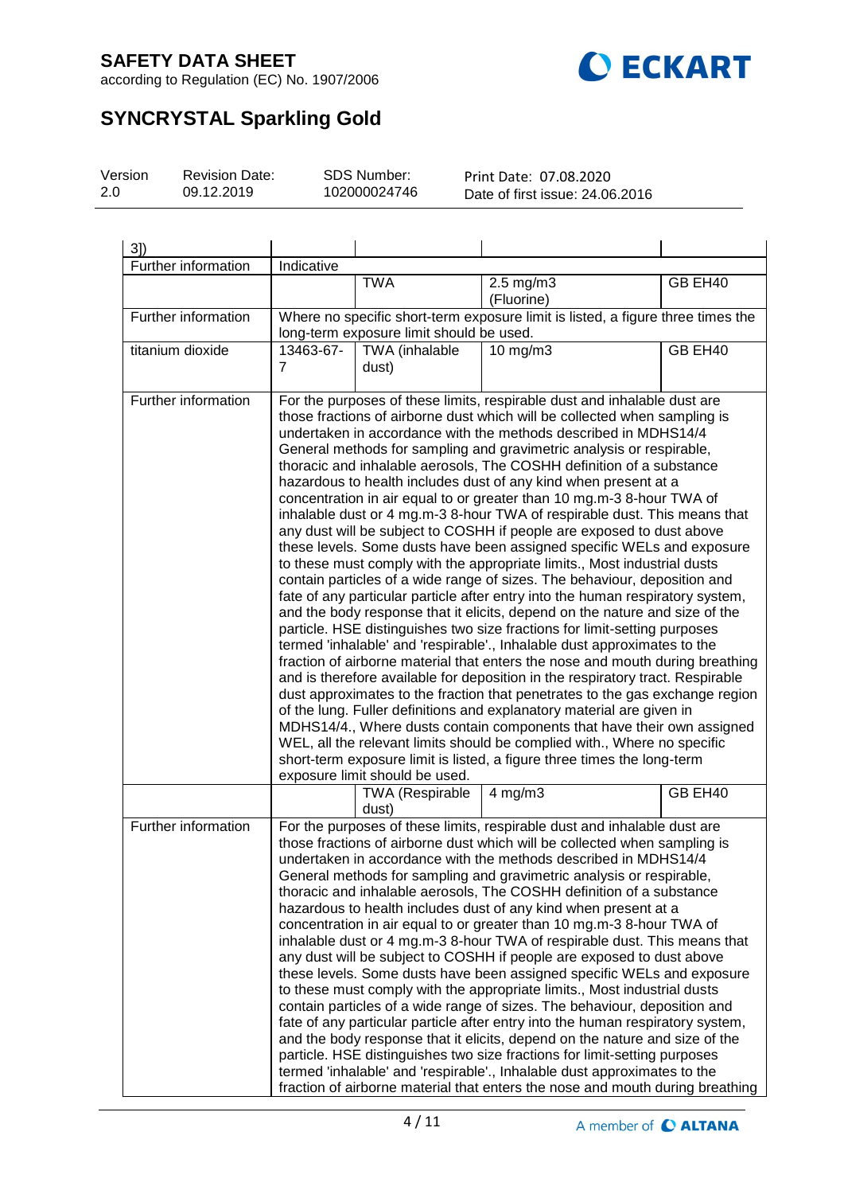| | | | | |
|---|---|---|---|---|
| 3]) | | | | |
| Further information | Indicative | | | |
| | | TWA | 2.5 mg/m3 (Fluorine) | GB EH40 |
| Further information | Where no specific short-term exposure limit is listed, a figure three times the long-term exposure limit should be used. | | | |
| titanium dioxide | 13463-67-7 | TWA (inhalable dust) | 10 mg/m3 | GB EH40 |
| Further information | For the purposes of these limits, respirable dust and inhalable dust are those fractions of airborne dust which will be collected when sampling is undertaken in accordance with the methods described in MDHS14/4 General methods for sampling and gravimetric analysis or respirable, thoracic and inhalable aerosols, The COSHH definition of a substance hazardous to health includes dust of any kind when present at a concentration in air equal to or greater than 10 mg.m-3 8-hour TWA of inhalable dust or 4 mg.m-3 8-hour TWA of respirable dust. This means that any dust will be subject to COSHH if people are exposed to dust above these levels. Some dusts have been assigned specific WELs and exposure to these must comply with the appropriate limits., Most industrial dusts contain particles of a wide range of sizes. The behaviour, deposition and fate of any particular particle after entry into the human respiratory system, and the body response that it elicits, depend on the nature and size of the particle. HSE distinguishes two size fractions for limit-setting purposes termed 'inhalable' and 'respirable'., Inhalable dust approximates to the fraction of airborne material that enters the nose and mouth during breathing and is therefore available for deposition in the respiratory tract. Respirable dust approximates to the fraction that penetrates to the gas exchange region of the lung. Fuller definitions and explanatory material are given in MDHS14/4., Where dusts contain components that have their own assigned WEL, all the relevant limits should be complied with., Where no specific short-term exposure limit is listed, a figure three times the long-term exposure limit should be used. | | | |
| | | TWA (Respirable dust) | 4 mg/m3 | GB EH40 |
| Further information | For the purposes of these limits, respirable dust and inhalable dust are those fractions of airborne dust which will be collected when sampling is undertaken in accordance with the methods described in MDHS14/4 General methods for sampling and gravimetric analysis or respirable, thoracic and inhalable aerosols, The COSHH definition of a substance hazardous to health includes dust of any kind when present at a concentration in air equal to or greater than 10 mg.m-3 8-hour TWA of inhalable dust or 4 mg.m-3 8-hour TWA of respirable dust. This means that any dust will be subject to COSHH if people are exposed to dust above these levels. Some dusts have been assigned specific WELs and exposure to these must comply with the appropriate limits., Most industrial dusts contain particles of a wide range of sizes. The behaviour, deposition and fate of any particular particle after entry into the human respiratory system, and the body response that it elicits, depend on the nature and size of the particle. HSE distinguishes two size fractions for limit-setting purposes termed 'inhalable' and 'respirable'., Inhalable dust approximates to the fraction of airborne material that enters the nose and mouth during breathing | | | |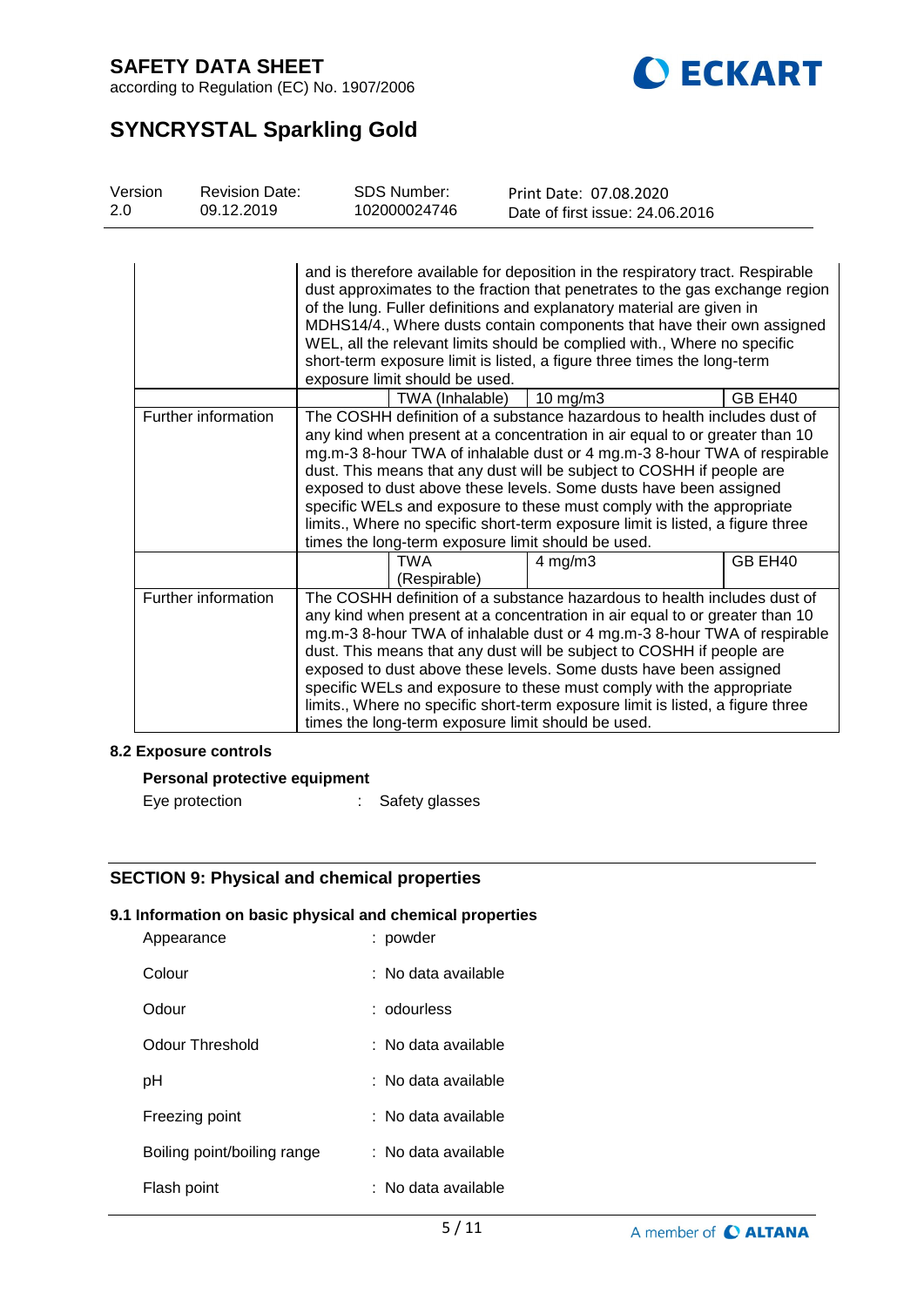| | | | | |
|---|---|---|---|---|
| | and is therefore available for deposition in the respiratory tract. Respirable dust approximates to the fraction that penetrates to the gas exchange region of the lung. Fuller definitions and explanatory material are given in MDHS14/4., Where dusts contain components that have their own assigned WEL, all the relevant limits should be complied with., Where no specific short-term exposure limit is listed, a figure three times the long-term exposure limit should be used. | | | |
| | | TWA (Inhalable) | 10 mg/m3 | GB EH40 |
| Further information | The COSHH definition of a substance hazardous to health includes dust of any kind when present at a concentration in air equal to or greater than 10 mg.m-3 8-hour TWA of inhalable dust or 4 mg.m-3 8-hour TWA of respirable dust. This means that any dust will be subject to COSHH if people are exposed to dust above these levels. Some dusts have been assigned specific WELs and exposure to these must comply with the appropriate limits., Where no specific short-term exposure limit is listed, a figure three times the long-term exposure limit should be used. | | | |
| | | TWA (Respirable) | 4 mg/m3 | GB EH40 |
| Further information | The COSHH definition of a substance hazardous to health includes dust of any kind when present at a concentration in air equal to or greater than 10 mg.m-3 8-hour TWA of inhalable dust or 4 mg.m-3 8-hour TWA of respirable dust. This means that any dust will be subject to COSHH if people are exposed to dust above these levels. Some dusts have been assigned specific WELs and exposure to these must comply with the appropriate limits., Where no specific short-term exposure limit is listed, a figure three times the long-term exposure limit should be used. | | | |

### 8.2 Exposure controls

**Personal protective equipment**

Eye protection : Safety glasses

## SECTION 9: Physical and chemical properties

### 9.1 Information on basic physical and chemical properties

Appearance : powder

Colour : No data available

Odour : odourless

Odour Threshold : No data available

pH : No data available

Freezing point : No data available

Boiling point/boiling range : No data available

Flash point : No data available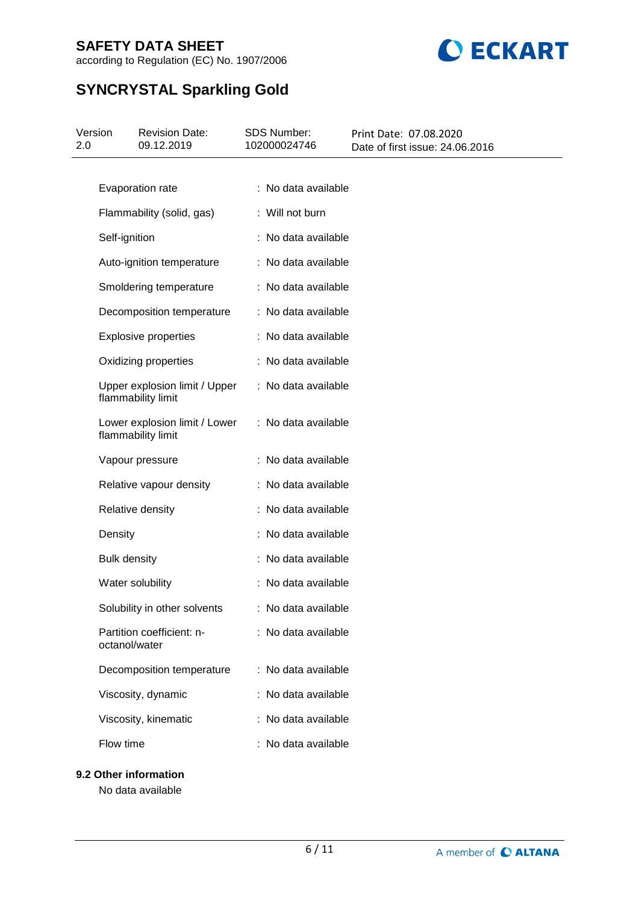| Property | Value |
|---|---|
| Evaporation rate | : No data available |
| Flammability (solid, gas) | : Will not burn |
| Self-ignition | : No data available |
| Auto-ignition temperature | : No data available |
| Smoldering temperature | : No data available |
| Decomposition temperature | : No data available |
| Explosive properties | : No data available |
| Oxidizing properties | : No data available |
| Upper explosion limit / Upper flammability limit | : No data available |
| Lower explosion limit / Lower flammability limit | : No data available |
| Vapour pressure | : No data available |
| Relative vapour density | : No data available |
| Relative density | : No data available |
| Density | : No data available |
| Bulk density | : No data available |
| Water solubility | : No data available |
| Solubility in other solvents | : No data available |
| Partition coefficient: n-octanol/water | : No data available |
| Decomposition temperature | : No data available |
| Viscosity, dynamic | : No data available |
| Viscosity, kinematic | : No data available |
| Flow time | : No data available |

**9.2 Other information**

No data available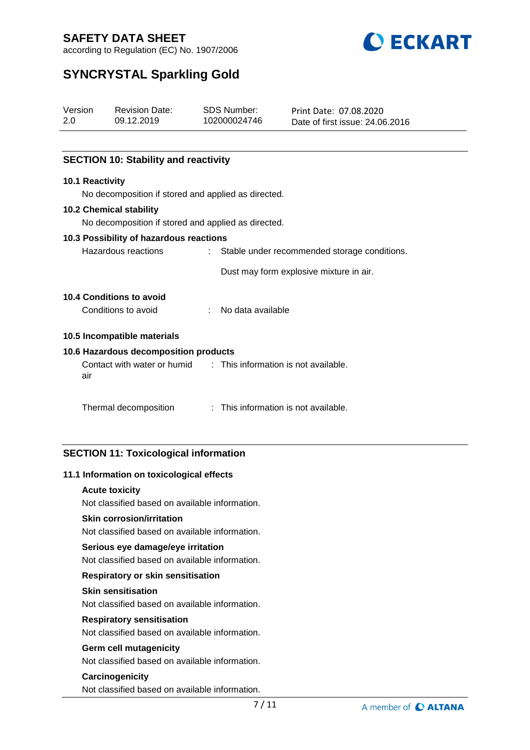## SECTION 10: Stability and reactivity

### 10.1 Reactivity

No decomposition if stored and applied as directed.

### 10.2 Chemical stability

No decomposition if stored and applied as directed.

### 10.3 Possibility of hazardous reactions

Hazardous reactions : Stable under recommended storage conditions.

Dust may form explosive mixture in air.

### 10.4 Conditions to avoid

Conditions to avoid : No data available

### 10.5 Incompatible materials

### 10.6 Hazardous decomposition products

Contact with water or humid air : This information is not available.

Thermal decomposition : This information is not available.

## SECTION 11: Toxicological information

### 11.1 Information on toxicological effects

**Acute toxicity**

Not classified based on available information.

**Skin corrosion/irritation**

Not classified based on available information.

**Serious eye damage/eye irritation**

Not classified based on available information.

**Respiratory or skin sensitisation**

**Skin sensitisation**

Not classified based on available information.

**Respiratory sensitisation**

Not classified based on available information.

**Germ cell mutagenicity**

Not classified based on available information.

**Carcinogenicity**

Not classified based on available information.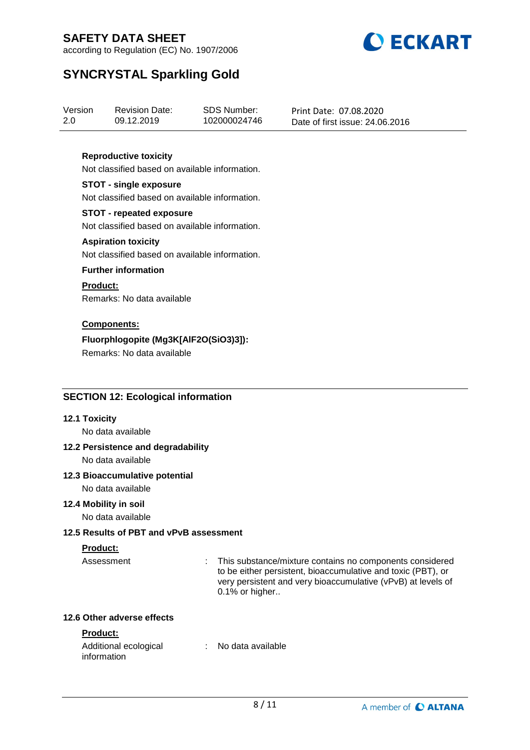**Reproductive toxicity**

Not classified based on available information.

**STOT - single exposure**

Not classified based on available information.

**STOT - repeated exposure**

Not classified based on available information.

**Aspiration toxicity**

Not classified based on available information.

**Further information**

**Product:**

Remarks: No data available

**Components:**

**Fluorphlogopite ($Mg_3K[AlF_2O(SiO_3)_3]$):**

Remarks: No data available

## SECTION 12: Ecological information

### 12.1 Toxicity

No data available

### 12.2 Persistence and degradability

No data available

### 12.3 Bioaccumulative potential

No data available

### 12.4 Mobility in soil

No data available

### 12.5 Results of PBT and vPvB assessment

**Product:**

Assessment : This substance/mixture contains no components considered to be either persistent, bioaccumulative and toxic (PBT), or very persistent and very bioaccumulative (vPvB) at levels of 0.1% or higher..

### 12.6 Other adverse effects

**Product:**

Additional ecological information : No data available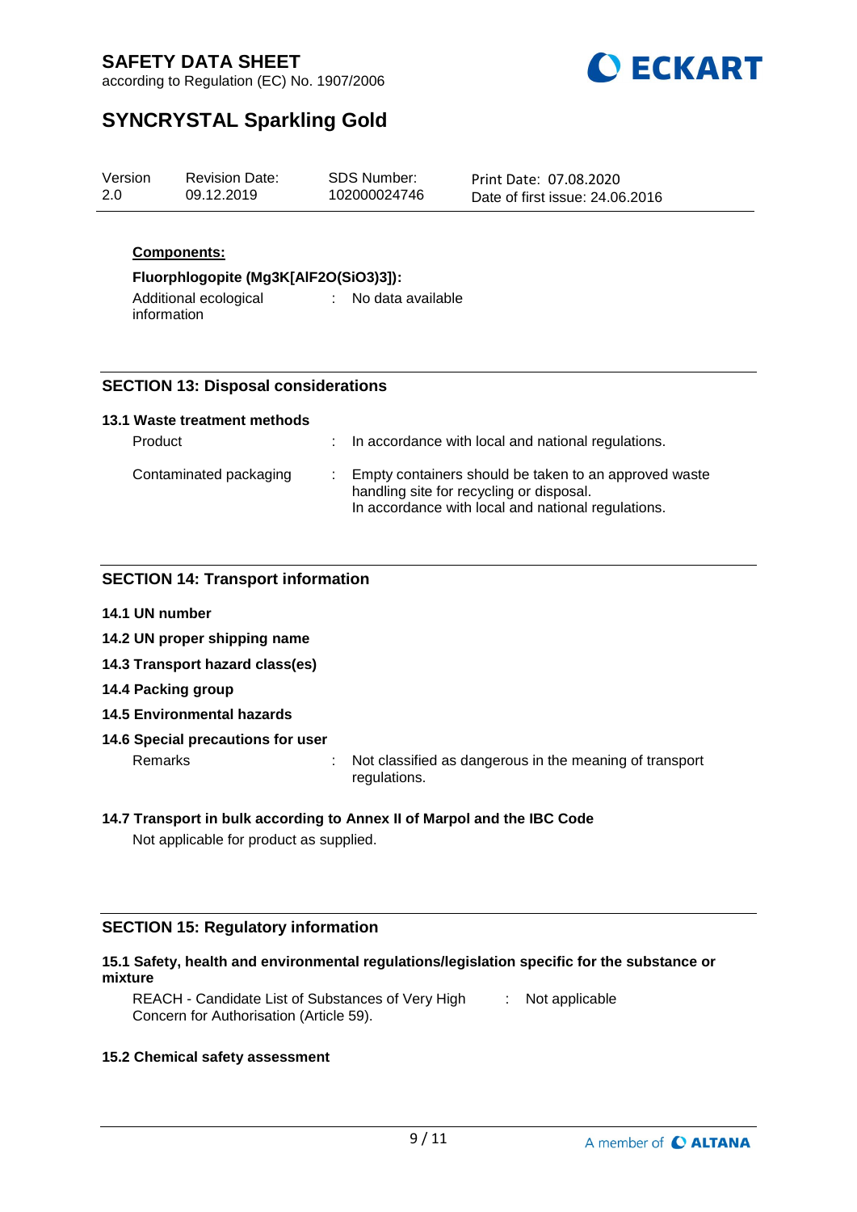**Components:**

**Fluorphlogopite (Mg3K[AlF2O(SiO3)3]):**

Additional ecological information : No data available

## SECTION 13: Disposal considerations

**13.1 Waste treatment methods**

Product : In accordance with local and national regulations.

Contaminated packaging : Empty containers should be taken to an approved waste handling site for recycling or disposal.
In accordance with local and national regulations.

## SECTION 14: Transport information

**14.1 UN number**

**14.2 UN proper shipping name**

**14.3 Transport hazard class(es)**

**14.4 Packing group**

**14.5 Environmental hazards**

**14.6 Special precautions for user**

Remarks : Not classified as dangerous in the meaning of transport regulations.

**14.7 Transport in bulk according to Annex II of Marpol and the IBC Code**

Not applicable for product as supplied.

## SECTION 15: Regulatory information

**15.1 Safety, health and environmental regulations/legislation specific for the substance or mixture**

REACH - Candidate List of Substances of Very High Concern for Authorisation (Article 59). : Not applicable

**15.2 Chemical safety assessment**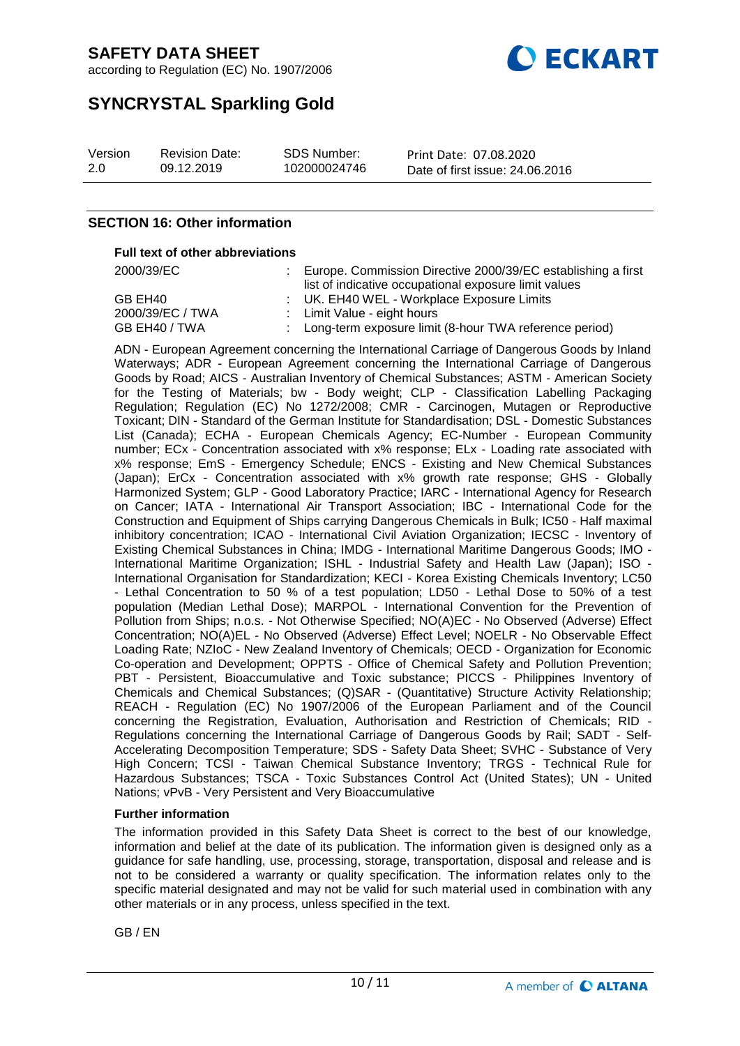## SECTION 16: Other information

**Full text of other abbreviations**

| | | |
|---|---|---|
| 2000/39/EC | : | Europe. Commission Directive 2000/39/EC establishing a first list of indicative occupational exposure limit values |
| GB EH40 | : | UK. EH40 WEL - Workplace Exposure Limits |
| 2000/39/EC / TWA | : | Limit Value - eight hours |
| GB EH40 / TWA | : | Long-term exposure limit (8-hour TWA reference period) |

ADN - European Agreement concerning the International Carriage of Dangerous Goods by Inland Waterways; ADR - European Agreement concerning the International Carriage of Dangerous Goods by Road; AICS - Australian Inventory of Chemical Substances; ASTM - American Society for the Testing of Materials; bw - Body weight; CLP - Classification Labelling Packaging Regulation; Regulation (EC) No 1272/2008; CMR - Carcinogen, Mutagen or Reproductive Toxicant; DIN - Standard of the German Institute for Standardisation; DSL - Domestic Substances List (Canada); ECHA - European Chemicals Agency; EC-Number - European Community number; ECx - Concentration associated with x% response; ELx - Loading rate associated with x% response; EmS - Emergency Schedule; ENCS - Existing and New Chemical Substances (Japan); ErCx - Concentration associated with x% growth rate response; GHS - Globally Harmonized System; GLP - Good Laboratory Practice; IARC - International Agency for Research on Cancer; IATA - International Air Transport Association; IBC - International Code for the Construction and Equipment of Ships carrying Dangerous Chemicals in Bulk; IC50 - Half maximal inhibitory concentration; ICAO - International Civil Aviation Organization; IECSC - Inventory of Existing Chemical Substances in China; IMDG - International Maritime Dangerous Goods; IMO - International Maritime Organization; ISHL - Industrial Safety and Health Law (Japan); ISO - International Organisation for Standardization; KECI - Korea Existing Chemicals Inventory; LC50 - Lethal Concentration to 50 % of a test population; LD50 - Lethal Dose to 50% of a test population (Median Lethal Dose); MARPOL - International Convention for the Prevention of Pollution from Ships; n.o.s. - Not Otherwise Specified; NO(A)EC - No Observed (Adverse) Effect Concentration; NO(A)EL - No Observed (Adverse) Effect Level; NOELR - No Observable Effect Loading Rate; NZIoC - New Zealand Inventory of Chemicals; OECD - Organization for Economic Co-operation and Development; OPPTS - Office of Chemical Safety and Pollution Prevention; PBT - Persistent, Bioaccumulative and Toxic substance; PICCS - Philippines Inventory of Chemicals and Chemical Substances; (Q)SAR - (Quantitative) Structure Activity Relationship; REACH - Regulation (EC) No 1907/2006 of the European Parliament and of the Council concerning the Registration, Evaluation, Authorisation and Restriction of Chemicals; RID - Regulations concerning the International Carriage of Dangerous Goods by Rail; SADT - Self-Accelerating Decomposition Temperature; SDS - Safety Data Sheet; SVHC - Substance of Very High Concern; TCSI - Taiwan Chemical Substance Inventory; TRGS - Technical Rule for Hazardous Substances; TSCA - Toxic Substances Control Act (United States); UN - United Nations; vPvB - Very Persistent and Very Bioaccumulative

**Further information**

The information provided in this Safety Data Sheet is correct to the best of our knowledge, information and belief at the date of its publication. The information given is designed only as a guidance for safe handling, use, processing, storage, transportation, disposal and release and is not to be considered a warranty or quality specification. The information relates only to the specific material designated and may not be valid for such material used in combination with any other materials or in any process, unless specified in the text.

GB / EN